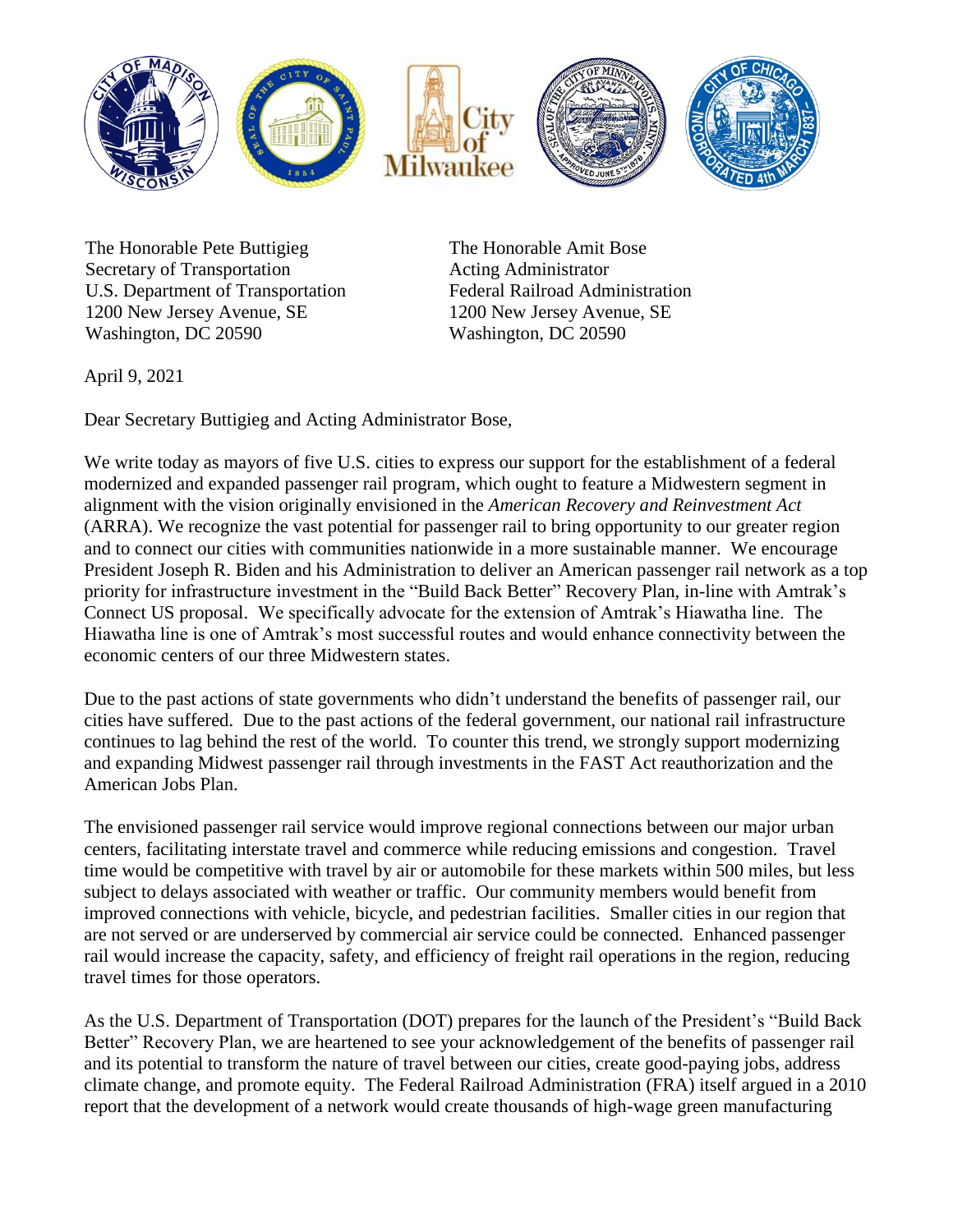The Honorable Pete Buttigieg
Secretary of Transportation
U.S. Department of Transportation
1200 New Jersey Avenue, SE
Washington, DC 20590

The Honorable Amit Bose
Acting Administrator
Federal Railroad Administration
1200 New Jersey Avenue, SE
Washington, DC 20590

April 9, 2021

Dear Secretary Buttigieg and Acting Administrator Bose,

We write today as mayors of five U.S. cities to express our support for the establishment of a federal modernized and expanded passenger rail program, which ought to feature a Midwestern segment in alignment with the vision originally envisioned in the *American Recovery and Reinvestment Act* (ARRA). We recognize the vast potential for passenger rail to bring opportunity to our greater region and to connect our cities with communities nationwide in a more sustainable manner. We encourage President Joseph R. Biden and his Administration to deliver an American passenger rail network as a top priority for infrastructure investment in the "Build Back Better" Recovery Plan, in-line with Amtrak's Connect US proposal. We specifically advocate for the extension of Amtrak's Hiawatha line. The Hiawatha line is one of Amtrak's most successful routes and would enhance connectivity between the economic centers of our three Midwestern states.

Due to the past actions of state governments who didn't understand the benefits of passenger rail, our cities have suffered. Due to the past actions of the federal government, our national rail infrastructure continues to lag behind the rest of the world. To counter this trend, we strongly support modernizing and expanding Midwest passenger rail through investments in the FAST Act reauthorization and the American Jobs Plan.

The envisioned passenger rail service would improve regional connections between our major urban centers, facilitating interstate travel and commerce while reducing emissions and congestion. Travel time would be competitive with travel by air or automobile for these markets within 500 miles, but less subject to delays associated with weather or traffic. Our community members would benefit from improved connections with vehicle, bicycle, and pedestrian facilities. Smaller cities in our region that are not served or are underserved by commercial air service could be connected. Enhanced passenger rail would increase the capacity, safety, and efficiency of freight rail operations in the region, reducing travel times for those operators.

As the U.S. Department of Transportation (DOT) prepares for the launch of the President's "Build Back Better" Recovery Plan, we are heartened to see your acknowledgement of the benefits of passenger rail and its potential to transform the nature of travel between our cities, create good-paying jobs, address climate change, and promote equity. The Federal Railroad Administration (FRA) itself argued in a 2010 report that the development of a network would create thousands of high-wage green manufacturing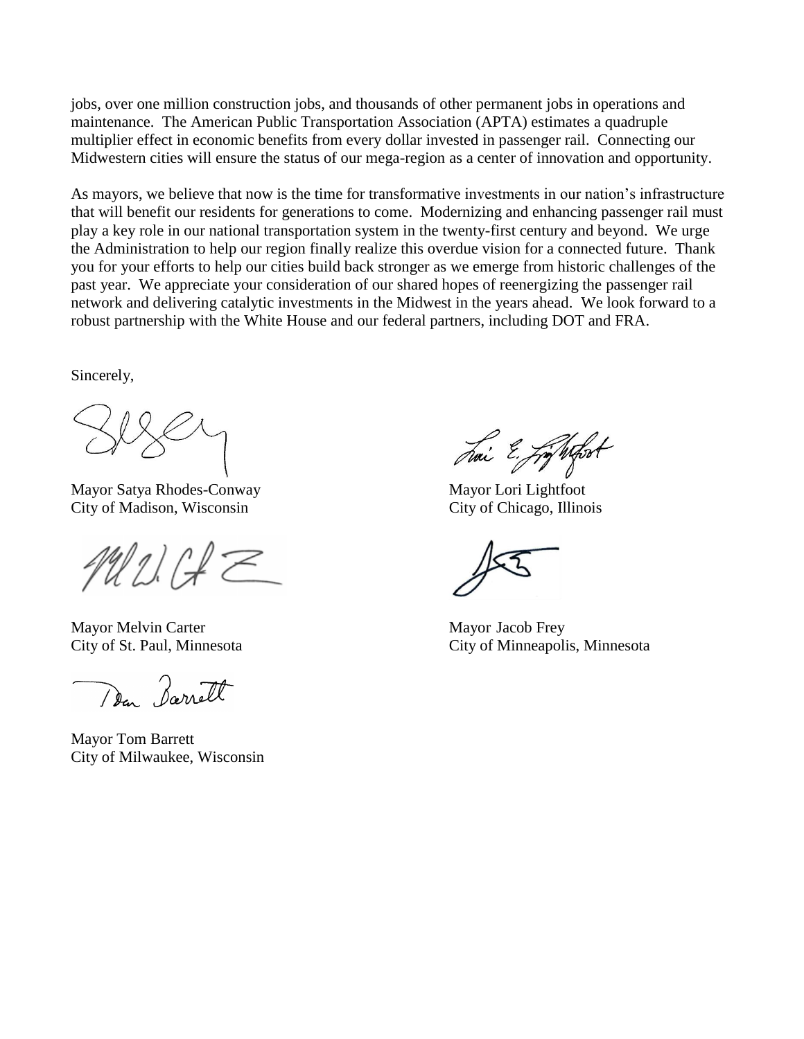jobs, over one million construction jobs, and thousands of other permanent jobs in operations and maintenance. The American Public Transportation Association (APTA) estimates a quadruple multiplier effect in economic benefits from every dollar invested in passenger rail. Connecting our Midwestern cities will ensure the status of our mega-region as a center of innovation and opportunity.

As mayors, we believe that now is the time for transformative investments in our nation's infrastructure that will benefit our residents for generations to come. Modernizing and enhancing passenger rail must play a key role in our national transportation system in the twenty-first century and beyond. We urge the Administration to help our region finally realize this overdue vision for a connected future. Thank you for your efforts to help our cities build back stronger as we emerge from historic challenges of the past year. We appreciate your consideration of our shared hopes of reenergizing the passenger rail network and delivering catalytic investments in the Midwest in the years ahead. We look forward to a robust partnership with the White House and our federal partners, including DOT and FRA.

Sincerely,

Mayor Satya Rhodes-Conway
City of Madison, Wisconsin

Mayor Lori Lightfoot
City of Chicago, Illinois

Mayor Melvin Carter
City of St. Paul, Minnesota

Mayor Jacob Frey
City of Minneapolis, Minnesota

Mayor Tom Barrett
City of Milwaukee, Wisconsin